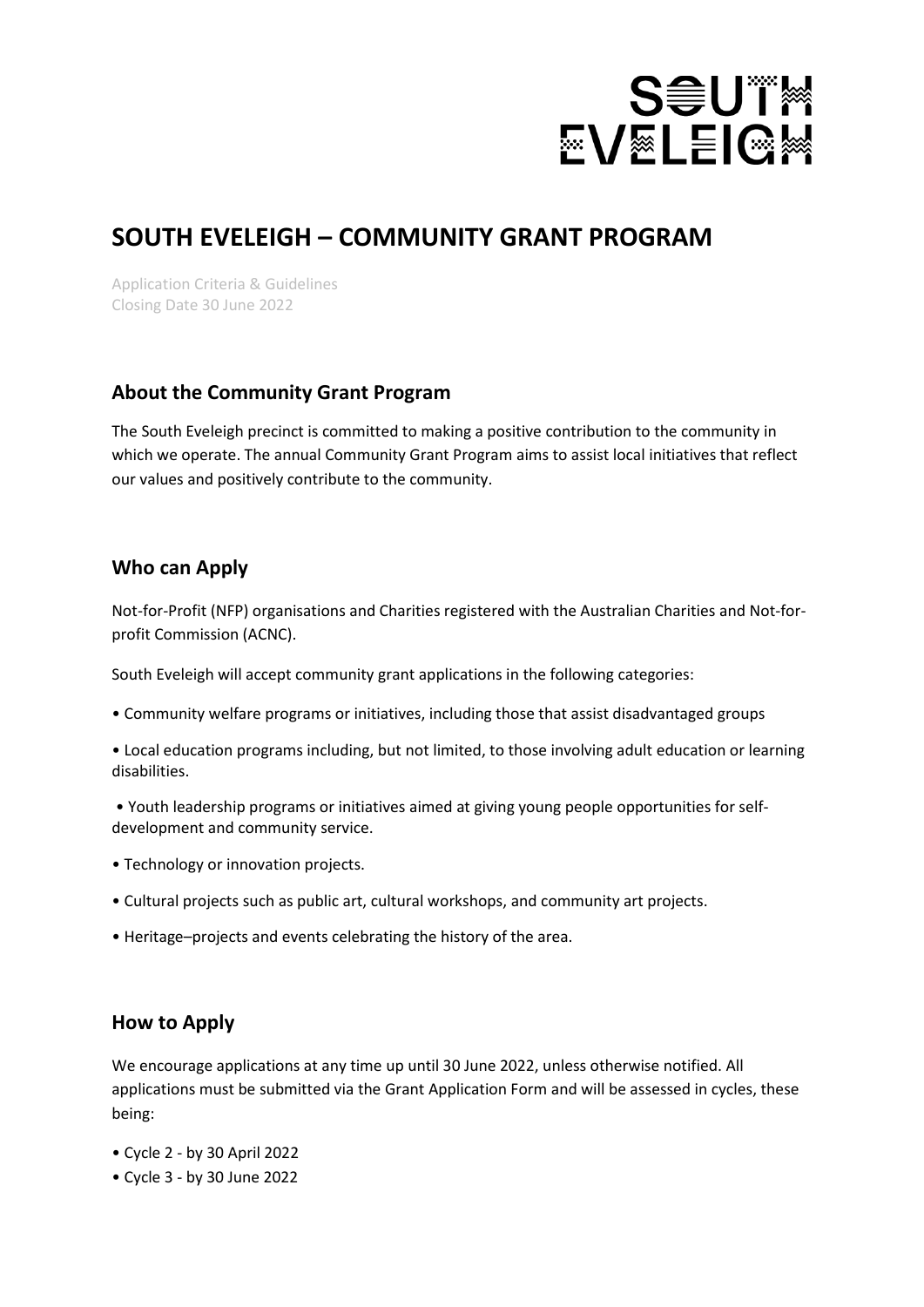# SOUTH EVELEIGH – COMMUNITY GRANT PROGRAM

Application Criteria & Guidelines
Closing Date 30 June 2022

## About the Community Grant Program

The South Eveleigh precinct is committed to making a positive contribution to the community in which we operate. The annual Community Grant Program aims to assist local initiatives that reflect our values and positively contribute to the community.

## Who can Apply

Not-for-Profit (NFP) organisations and Charities registered with the Australian Charities and Not-for-profit Commission (ACNC).

South Eveleigh will accept community grant applications in the following categories:

- Community welfare programs or initiatives, including those that assist disadvantaged groups
- Local education programs including, but not limited, to those involving adult education or learning disabilities.
- Youth leadership programs or initiatives aimed at giving young people opportunities for self-development and community service.
- Technology or innovation projects.
- Cultural projects such as public art, cultural workshops, and community art projects.
- Heritage–projects and events celebrating the history of the area.

## How to Apply

We encourage applications at any time up until 30 June 2022, unless otherwise notified. All applications must be submitted via the Grant Application Form and will be assessed in cycles, these being:

- Cycle 2 - by 30 April 2022
- Cycle 3 - by 30 June 2022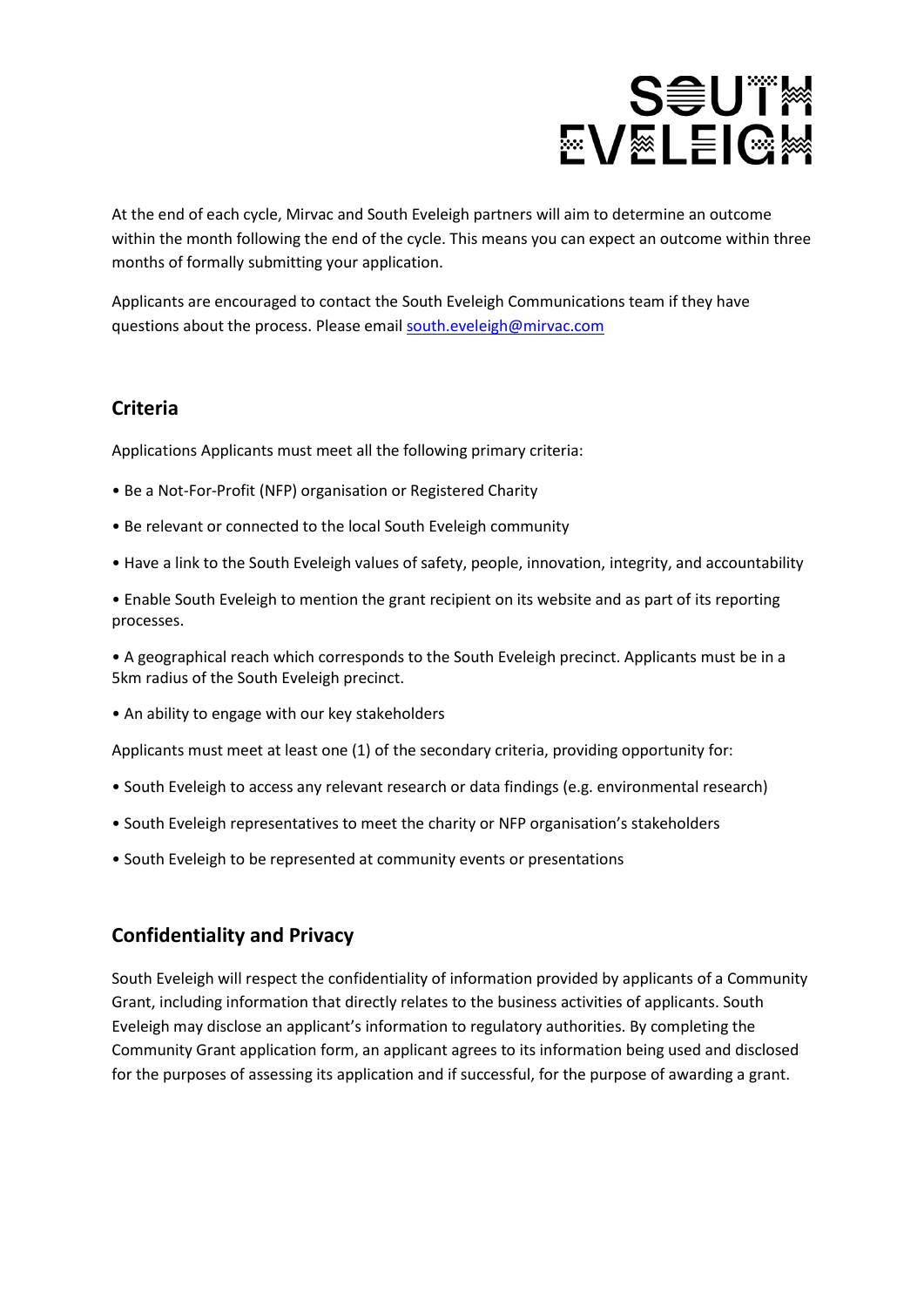At the end of each cycle, Mirvac and South Eveleigh partners will aim to determine an outcome within the month following the end of the cycle. This means you can expect an outcome within three months of formally submitting your application.

Applicants are encouraged to contact the South Eveleigh Communications team if they have questions about the process. Please email [south.eveleigh@mirvac.com](mailto:south.eveleigh@mirvac.com)

## Criteria

Applications Applicants must meet all the following primary criteria:

- Be a Not-For-Profit (NFP) organisation or Registered Charity
- Be relevant or connected to the local South Eveleigh community
- Have a link to the South Eveleigh values of safety, people, innovation, integrity, and accountability
- Enable South Eveleigh to mention the grant recipient on its website and as part of its reporting processes.
- A geographical reach which corresponds to the South Eveleigh precinct. Applicants must be in a 5km radius of the South Eveleigh precinct.
- An ability to engage with our key stakeholders

Applicants must meet at least one (1) of the secondary criteria, providing opportunity for:

- South Eveleigh to access any relevant research or data findings (e.g. environmental research)
- South Eveleigh representatives to meet the charity or NFP organisation's stakeholders
- South Eveleigh to be represented at community events or presentations

## Confidentiality and Privacy

South Eveleigh will respect the confidentiality of information provided by applicants of a Community Grant, including information that directly relates to the business activities of applicants. South Eveleigh may disclose an applicant's information to regulatory authorities. By completing the Community Grant application form, an applicant agrees to its information being used and disclosed for the purposes of assessing its application and if successful, for the purpose of awarding a grant.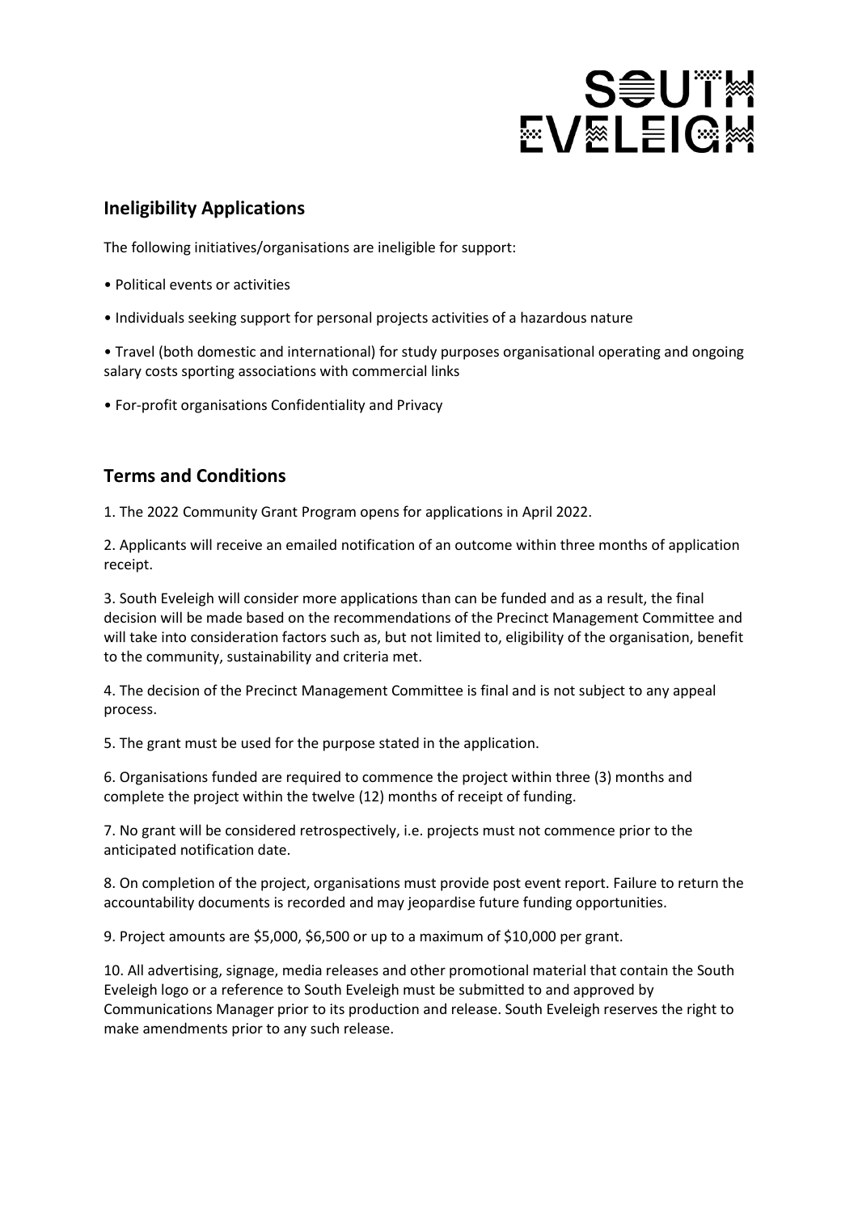## Ineligibility Applications

The following initiatives/organisations are ineligible for support:

- Political events or activities
- Individuals seeking support for personal projects activities of a hazardous nature
- Travel (both domestic and international) for study purposes organisational operating and ongoing salary costs sporting associations with commercial links
- For-profit organisations Confidentiality and Privacy

## Terms and Conditions

1. The 2022 Community Grant Program opens for applications in April 2022.
2. Applicants will receive an emailed notification of an outcome within three months of application receipt.
3. South Eveleigh will consider more applications than can be funded and as a result, the final decision will be made based on the recommendations of the Precinct Management Committee and will take into consideration factors such as, but not limited to, eligibility of the organisation, benefit to the community, sustainability and criteria met.
4. The decision of the Precinct Management Committee is final and is not subject to any appeal process.
5. The grant must be used for the purpose stated in the application.
6. Organisations funded are required to commence the project within three (3) months and complete the project within the twelve (12) months of receipt of funding.
7. No grant will be considered retrospectively, i.e. projects must not commence prior to the anticipated notification date.
8. On completion of the project, organisations must provide post event report. Failure to return the accountability documents is recorded and may jeopardise future funding opportunities.
9. Project amounts are $5,000, $6,500 or up to a maximum of $10,000 per grant.
10. All advertising, signage, media releases and other promotional material that contain the South Eveleigh logo or a reference to South Eveleigh must be submitted to and approved by Communications Manager prior to its production and release. South Eveleigh reserves the right to make amendments prior to any such release.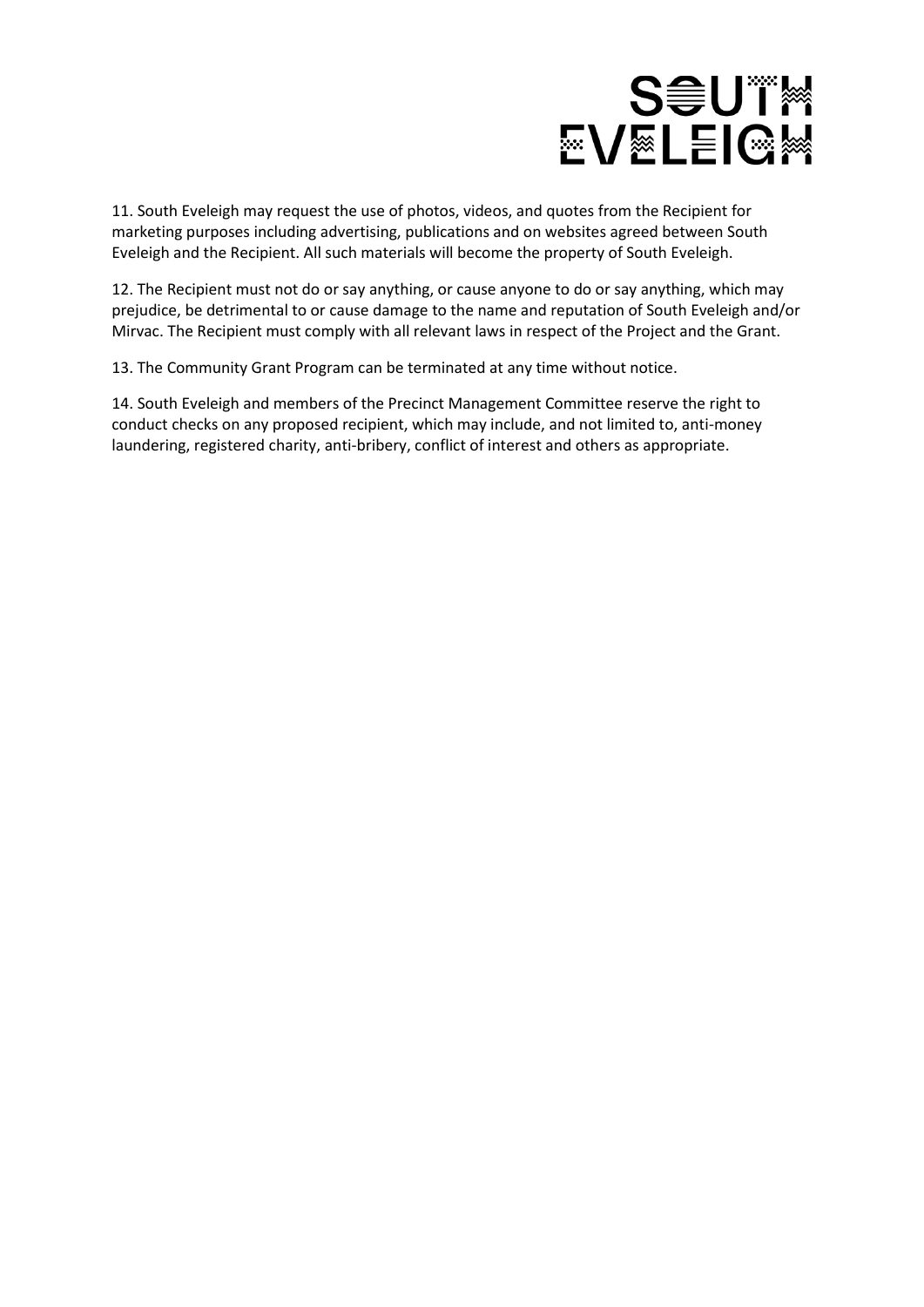11. South Eveleigh may request the use of photos, videos, and quotes from the Recipient for marketing purposes including advertising, publications and on websites agreed between South Eveleigh and the Recipient. All such materials will become the property of South Eveleigh.

12. The Recipient must not do or say anything, or cause anyone to do or say anything, which may prejudice, be detrimental to or cause damage to the name and reputation of South Eveleigh and/or Mirvac. The Recipient must comply with all relevant laws in respect of the Project and the Grant.

13. The Community Grant Program can be terminated at any time without notice.

14. South Eveleigh and members of the Precinct Management Committee reserve the right to conduct checks on any proposed recipient, which may include, and not limited to, anti-money laundering, registered charity, anti-bribery, conflict of interest and others as appropriate.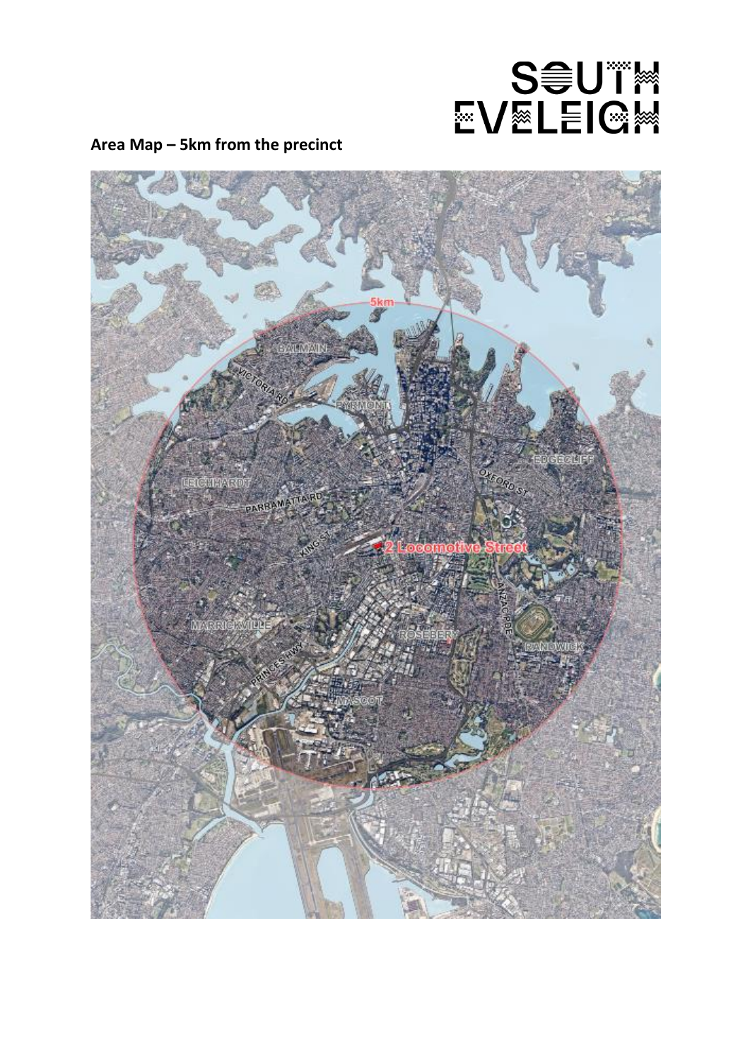**Area Map – 5km from the precinct**

5km

BALMAIN

VICTORIA RD

PYRMONT

EDGECLIFF

OXFORD ST

LEICHHARDT

PARRAMATTA RD

KING ST

2 Locomotive Street

ANZAC PDE

MARRICKVILLE

ROSEBERY

RANDWICK

PRINCES HWY

MASCOT